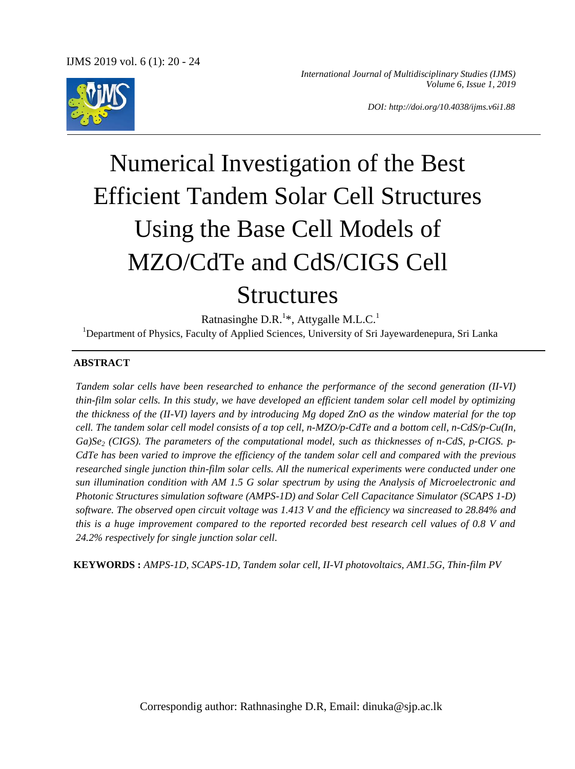# Numerical Investigation of the Best Efficient Tandem Solar Cell Structures Using the Base Cell Models of MZO/CdTe and CdS/CIGS Cell Structures

Ratnasinghe D.R.[1]*, Attygalle M.L.C.[1]

[1]Department of Physics, Faculty of Applied Sciences, University of Sri Jayewardenepura, Sri Lanka

## ABSTRACT

*Tandem solar cells have been researched to enhance the performance of the second generation (II-VI) thin-film solar cells. In this study, we have developed an efficient tandem solar cell model by optimizing the thickness of the (II-VI) layers and by introducing Mg doped ZnO as the window material for the top cell. The tandem solar cell model consists of a top cell, n-MZO/p-CdTe and a bottom cell, n-CdS/p-Cu(In, Ga)$Se_2$ (CIGS). The parameters of the computational model, such as thicknesses of n-CdS, p-CIGS. p-CdTe has been varied to improve the efficiency of the tandem solar cell and compared with the previous researched single junction thin-film solar cells. All the numerical experiments were conducted under one sun illumination condition with AM 1.5 G solar spectrum by using the Analysis of Microelectronic and Photonic Structures simulation software (AMPS-1D) and Solar Cell Capacitance Simulator (SCAPS 1-D) software. The observed open circuit voltage was 1.413 V and the efficiency wa sincreased to 28.84% and this is a huge improvement compared to the reported recorded best research cell values of 0.8 V and 24.2% respectively for single junction solar cell.*

**KEYWORDS :** *AMPS-1D, SCAPS-1D, Tandem solar cell, II-VI photovoltaics, AM1.5G, Thin-film PV*

Correspondig author: Rathnasinghe D.R, Email: dinuka@sjp.ac.lk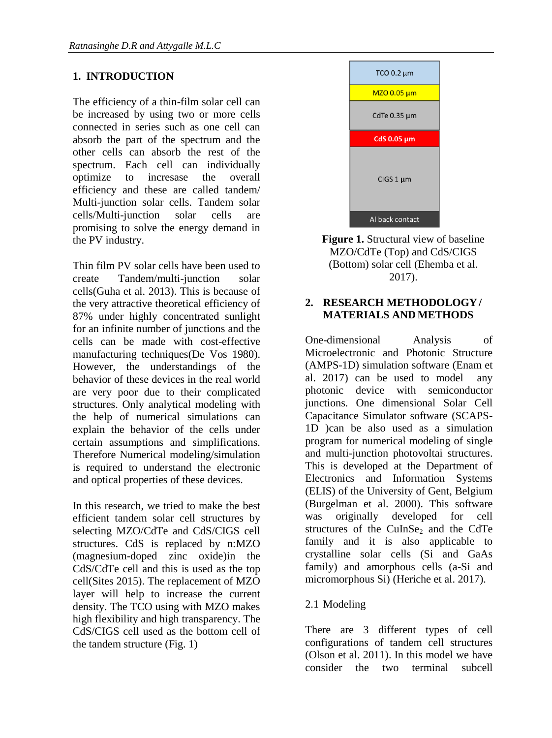## 1. INTRODUCTION

The efficiency of a thin-film solar cell can be increased by using two or more cells connected in series such as one cell can absorb the part of the spectrum and the other cells can absorb the rest of the spectrum. Each cell can individually optimize to increase the overall efficiency and these are called tandem/ Multi-junction solar cells. Tandem solar cells/Multi-junction solar cells are promising to solve the energy demand in the PV industry.

Thin film PV solar cells have been used to create Tandem/multi-junction solar cells(Guha et al. 2013). This is because of the very attractive theoretical efficiency of 87% under highly concentrated sunlight for an infinite number of junctions and the cells can be made with cost-effective manufacturing techniques(De Vos 1980). However, the understandings of the behavior of these devices in the real world are very poor due to their complicated structures. Only analytical modeling with the help of numerical simulations can explain the behavior of the cells under certain assumptions and simplifications. Therefore Numerical modeling/simulation is required to understand the electronic and optical properties of these devices.

In this research, we tried to make the best efficient tandem solar cell structures by selecting MZO/CdTe and CdS/CIGS cell structures. CdS is replaced by n:MZO (magnesium-doped zinc oxide)in the CdS/CdTe cell and this is used as the top cell(Sites 2015). The replacement of MZO layer will help to increase the current density. The TCO using with MZO makes high flexibility and high transparency. The CdS/CIGS cell used as the bottom cell of the tandem structure (Fig. 1)

| TCO 0.2 μm |
| --- |
| MZO 0.05 μm |
| CdTe 0.35 μm |
| CdS 0.05 μm |
| CIGS 1 μm |
| Al back contact |

**Figure 1.** Structural view of baseline MZO/CdTe (Top) and CdS/CIGS (Bottom) solar cell (Ehemba et al. 2017).

## 2. RESEARCH METHODOLOGY / MATERIALS AND METHODS

One-dimensional Analysis of Microelectronic and Photonic Structure (AMPS-1D) simulation software (Enam et al. 2017) can be used to model any photonic device with semiconductor junctions. One dimensional Solar Cell Capacitance Simulator software (SCAPS-1D )can be also used as a simulation program for numerical modeling of single and multi-junction photovoltai structures. This is developed at the Department of Electronics and Information Systems (ELIS) of the University of Gent, Belgium (Burgelman et al. 2000). This software was originally developed for cell structures of the $CuInSe_2$ and the CdTe family and it is also applicable to crystalline solar cells (Si and GaAs family) and amorphous cells (a-Si and micromorphous Si) (Heriche et al. 2017).

### 2.1 Modeling

There are 3 different types of cell configurations of tandem cell structures (Olson et al. 2011). In this model we have consider the two terminal subcell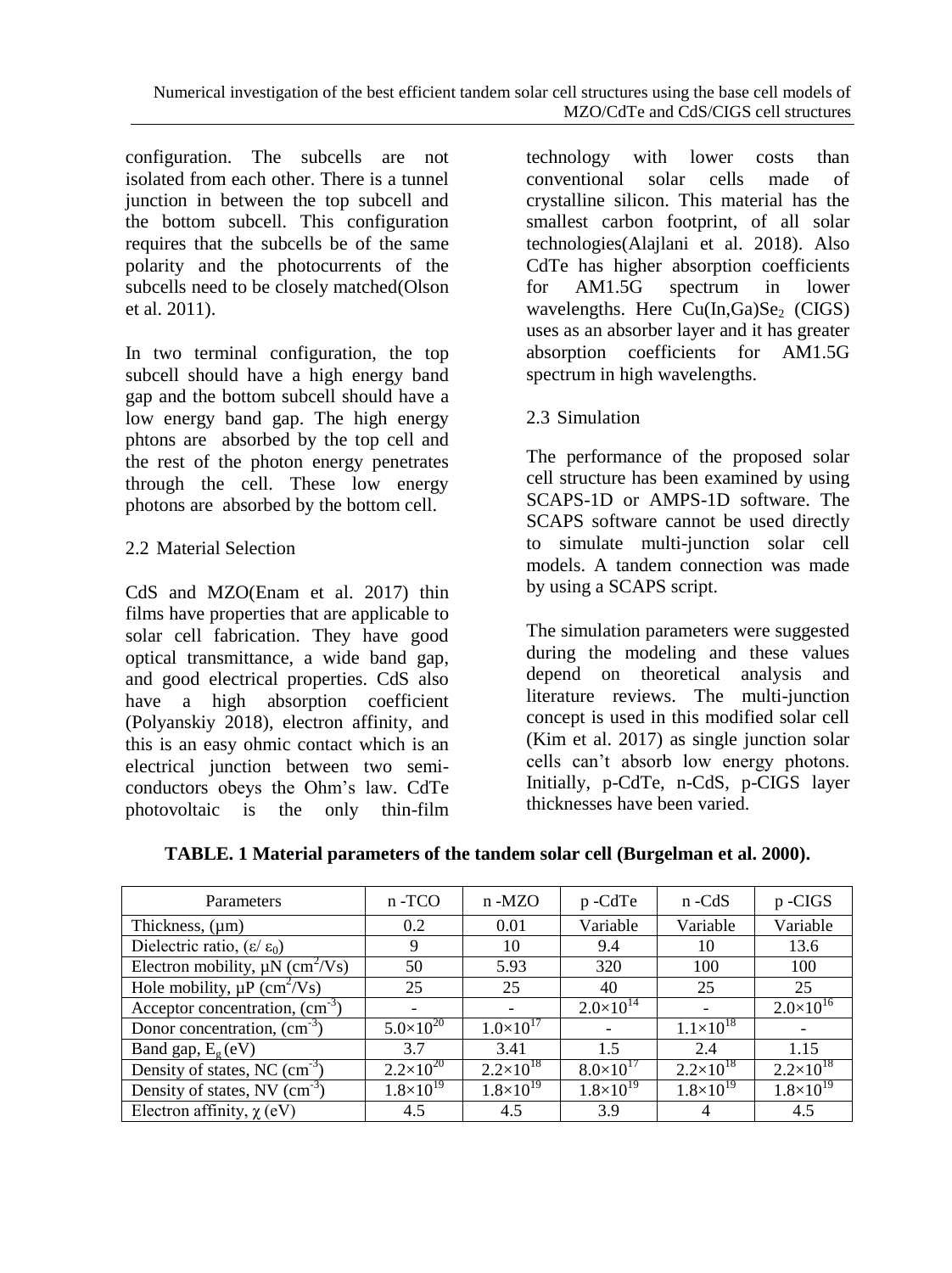configuration. The subcells are not isolated from each other. There is a tunnel junction in between the top subcell and the bottom subcell. This configuration requires that the subcells be of the same polarity and the photocurrents of the subcells need to be closely matched(Olson et al. 2011).

In two terminal configuration, the top subcell should have a high energy band gap and the bottom subcell should have a low energy band gap. The high energy phtons are absorbed by the top cell and the rest of the photon energy penetrates through the cell. These low energy photons are absorbed by the bottom cell.

### 2.2 Material Selection

CdS and MZO(Enam et al. 2017) thin films have properties that are applicable to solar cell fabrication. They have good optical transmittance, a wide band gap, and good electrical properties. CdS also have a high absorption coefficient (Polyanskiy 2018), electron affinity, and this is an easy ohmic contact which is an electrical junction between two semi-conductors obeys the Ohm's law. CdTe photovoltaic is the only thin-film technology with lower costs than conventional solar cells made of crystalline silicon. This material has the smallest carbon footprint, of all solar technologies(Alajlani et al. 2018). Also CdTe has higher absorption coefficients for AM1.5G spectrum in lower wavelengths. Here $Cu(In,Ga)Se_2$ (CIGS) uses as an absorber layer and it has greater absorption coefficients for AM1.5G spectrum in high wavelengths.

### 2.3 Simulation

The performance of the proposed solar cell structure has been examined by using SCAPS-1D or AMPS-1D software. The SCAPS software cannot be used directly to simulate multi-junction solar cell models. A tandem connection was made by using a SCAPS script.

The simulation parameters were suggested during the modeling and these values depend on theoretical analysis and literature reviews. The multi-junction concept is used in this modified solar cell (Kim et al. 2017) as single junction solar cells can't absorb low energy photons. Initially, p-CdTe, n-CdS, p-CIGS layer thicknesses have been varied.

**TABLE. 1 Material parameters of the tandem solar cell (Burgelman et al. 2000).**

| Parameters | n -TCO | n -MZO | p -CdTe | n -CdS | p -CIGS |
|---|---|---|---|---|---|
| Thickness, (μm) | 0.2 | 0.01 | Variable | Variable | Variable |
| Dielectric ratio, $(\varepsilon/\varepsilon_0)$ | 9 | 10 | 9.4 | 10 | 13.6 |
| Electron mobility, μN $(cm^2/Vs)$ | 50 | 5.93 | 320 | 100 | 100 |
| Hole mobility, μP $(cm^2/Vs)$ | 25 | 25 | 40 | 25 | 25 |
| Acceptor concentration, $(cm^{-3})$ | - | - | $2.0\times10^{14}$ | - | $2.0\times10^{16}$ |
| Donor concentration, $(cm^{-3})$ | $5.0\times10^{20}$ | $1.0\times10^{17}$ | - | $1.1\times10^{18}$ | - |
| Band gap, $E_g$ (eV) | 3.7 | 3.41 | 1.5 | 2.4 | 1.15 |
| Density of states, NC $(cm^{-3})$ | $2.2\times10^{20}$ | $2.2\times10^{18}$ | $8.0\times10^{17}$ | $2.2\times10^{18}$ | $2.2\times10^{18}$ |
| Density of states, NV $(cm^{-3})$ | $1.8\times10^{19}$ | $1.8\times10^{19}$ | $1.8\times10^{19}$ | $1.8\times10^{19}$ | $1.8\times10^{19}$ |
| Electron affinity, $\chi$ (eV) | 4.5 | 4.5 | 3.9 | 4 | 4.5 |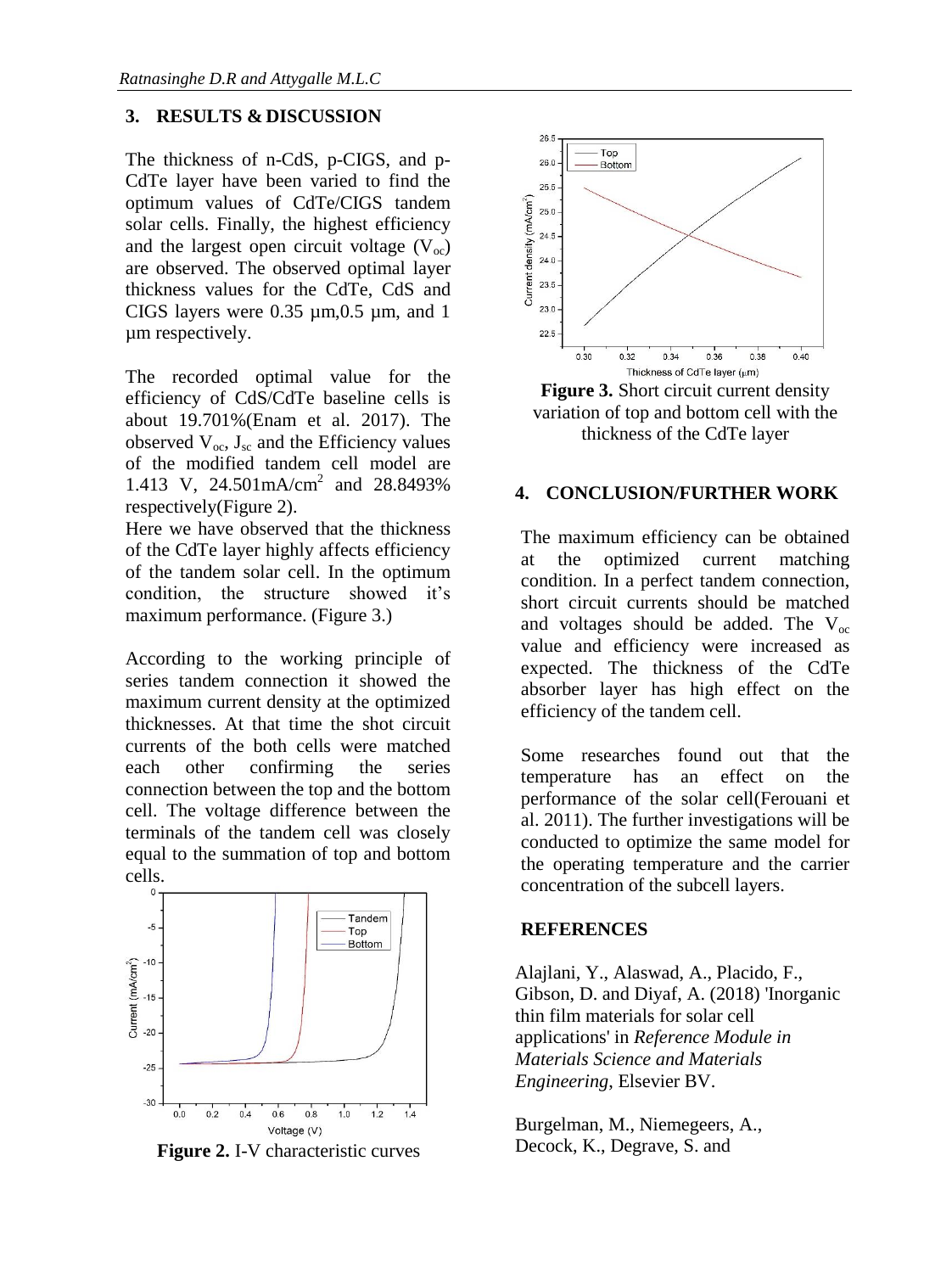## 3. RESULTS & DISCUSSION

The thickness of n-CdS, p-CIGS, and p-CdTe layer have been varied to find the optimum values of CdTe/CIGS tandem solar cells. Finally, the highest efficiency and the largest open circuit voltage ($V_{oc}$) are observed. The observed optimal layer thickness values for the CdTe, CdS and CIGS layers were 0.35 µm,0.5 µm, and 1 µm respectively.

The recorded optimal value for the efficiency of CdS/CdTe baseline cells is about 19.701%(Enam et al. 2017). The observed $V_{oc}$, $J_{sc}$ and the Efficiency values of the modified tandem cell model are 1.413 V, 24.501mA/cm$^2$ and 28.8493% respectively(Figure 2).

Here we have observed that the thickness of the CdTe layer highly affects efficiency of the tandem solar cell. In the optimum condition, the structure showed it's maximum performance. (Figure 3.)

According to the working principle of series tandem connection it showed the maximum current density at the optimized thicknesses. At that time the shot circuit currents of the both cells were matched each other confirming the series connection between the top and the bottom cell. The voltage difference between the terminals of the tandem cell was closely equal to the summation of top and bottom cells.

**Figure 2.** I-V characteristic curves

**Figure 3.** Short circuit current density variation of top and bottom cell with the thickness of the CdTe layer

## 4. CONCLUSION/FURTHER WORK

The maximum efficiency can be obtained at the optimized current matching condition. In a perfect tandem connection, short circuit currents should be matched and voltages should be added. The $V_{oc}$ value and efficiency were increased as expected. The thickness of the CdTe absorber layer has high effect on the efficiency of the tandem cell.

Some researches found out that the temperature has an effect on the performance of the solar cell(Ferouani et al. 2011). The further investigations will be conducted to optimize the same model for the operating temperature and the carrier concentration of the subcell layers.

## REFERENCES

Alajlani, Y., Alaswad, A., Placido, F., Gibson, D. and Diyaf, A. (2018) 'Inorganic thin film materials for solar cell applications' in *Reference Module in Materials Science and Materials Engineering*, Elsevier BV.

Burgelman, M., Niemegeers, A., Decock, K., Degrave, S. and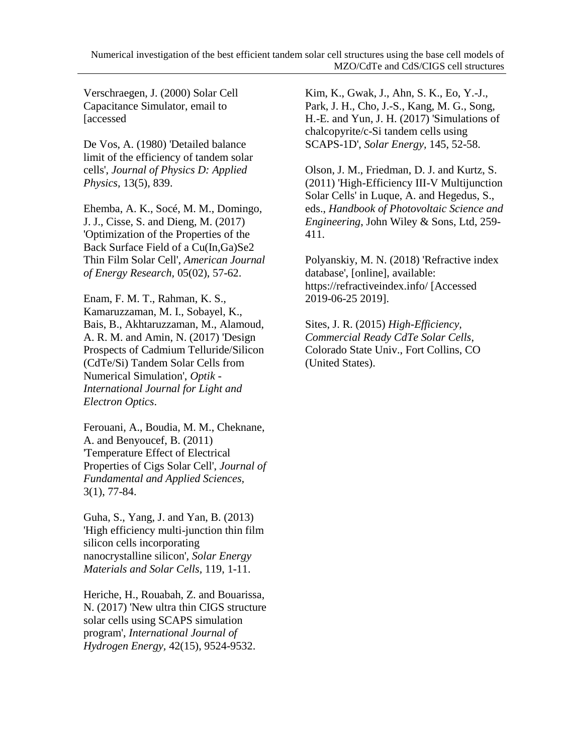Verschraegen, J. (2000) Solar Cell Capacitance Simulator, email to [accessed

De Vos, A. (1980) 'Detailed balance limit of the efficiency of tandem solar cells', *Journal of Physics D: Applied Physics*, 13(5), 839.

Ehemba, A. K., Socé, M. M., Domingo, J. J., Cisse, S. and Dieng, M. (2017) 'Optimization of the Properties of the Back Surface Field of a Cu(In,Ga)Se2 Thin Film Solar Cell', *American Journal of Energy Research*, 05(02), 57-62.

Enam, F. M. T., Rahman, K. S., Kamaruzzaman, M. I., Sobayel, K., Bais, B., Akhtaruzzaman, M., Alamoud, A. R. M. and Amin, N. (2017) 'Design Prospects of Cadmium Telluride/Silicon (CdTe/Si) Tandem Solar Cells from Numerical Simulation', *Optik - International Journal for Light and Electron Optics*.

Ferouani, A., Boudia, M. M., Cheknane, A. and Benyoucef, B. (2011) 'Temperature Effect of Electrical Properties of Cigs Solar Cell', *Journal of Fundamental and Applied Sciences*, 3(1), 77-84.

Guha, S., Yang, J. and Yan, B. (2013) 'High efficiency multi-junction thin film silicon cells incorporating nanocrystalline silicon', *Solar Energy Materials and Solar Cells*, 119, 1-11.

Heriche, H., Rouabah, Z. and Bouarissa, N. (2017) 'New ultra thin CIGS structure solar cells using SCAPS simulation program', *International Journal of Hydrogen Energy*, 42(15), 9524-9532.

Kim, K., Gwak, J., Ahn, S. K., Eo, Y.-J., Park, J. H., Cho, J.-S., Kang, M. G., Song, H.-E. and Yun, J. H. (2017) 'Simulations of chalcopyrite/c-Si tandem cells using SCAPS-1D', *Solar Energy*, 145, 52-58.

Olson, J. M., Friedman, D. J. and Kurtz, S. (2011) 'High-Efficiency III-V Multijunction Solar Cells' in Luque, A. and Hegedus, S., eds., *Handbook of Photovoltaic Science and Engineering*, John Wiley & Sons, Ltd, 259-411.

Polyanskiy, M. N. (2018) 'Refractive index database', [online], available: https://refractiveindex.info/ [Accessed 2019-06-25 2019].

Sites, J. R. (2015) *High-Efficiency, Commercial Ready CdTe Solar Cells*, Colorado State Univ., Fort Collins, CO (United States).